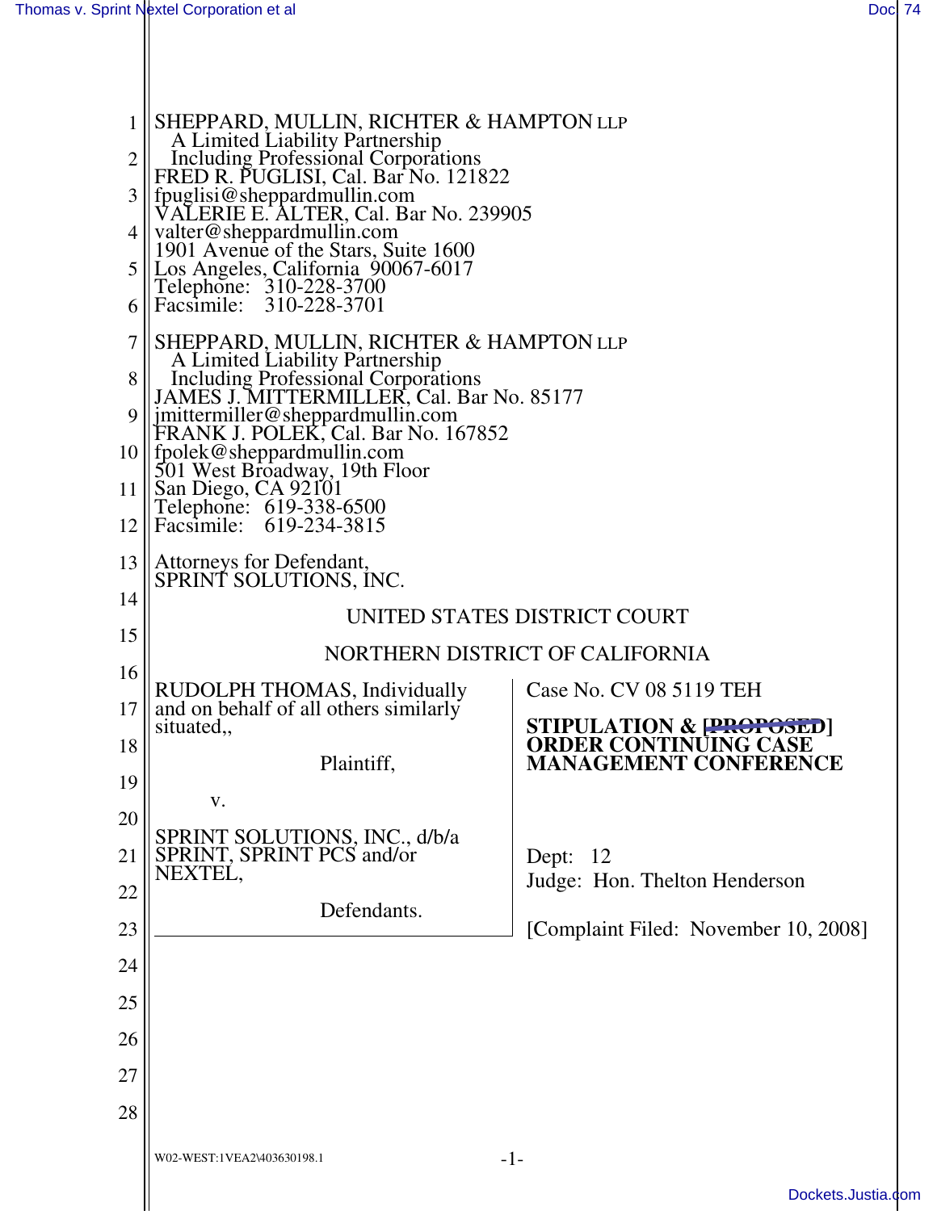SHEPPARD, MULLIN, RICHTER & HAMPTON LLP
A Limited Liability Partnership
Including Professional Corporations
FRED R. PUGLISI, Cal. Bar No. 121822
fpuglisi@sheppardmullin.com
VALERIE E. ALTER, Cal. Bar No. 239905
valter@sheppardmullin.com
1901 Avenue of the Stars, Suite 1600
Los Angeles, California 90067-6017
Telephone: 310-228-3700
Facsimile: 310-228-3701

SHEPPARD, MULLIN, RICHTER & HAMPTON LLP
A Limited Liability Partnership
Including Professional Corporations
JAMES J. MITTERMILLER, Cal. Bar No. 85177
jmittermiller@sheppardmullin.com
FRANK J. POLEK, Cal. Bar No. 167852
fpolek@sheppardmullin.com
501 West Broadway, 19th Floor
San Diego, CA 92101
Telephone: 619-338-6500
Facsimile: 619-234-3815

Attorneys for Defendant,
SPRINT SOLUTIONS, INC.

UNITED STATES DISTRICT COURT

NORTHERN DISTRICT OF CALIFORNIA

RUDOLPH THOMAS, Individually and on behalf of all others similarly situated,,

Plaintiff,

v.

SPRINT SOLUTIONS, INC., d/b/a SPRINT, SPRINT PCS and/or NEXTEL,

Defendants.

Case No. CV 08 5119 TEH

**STIPULATION & ~~[PROPOSED]~~ ORDER CONTINUING CASE MANAGEMENT CONFERENCE**

Dept: 12
Judge: Hon. Thelton Henderson

[Complaint Filed: November 10, 2008]

W02-WEST:1VEA2\403630198.1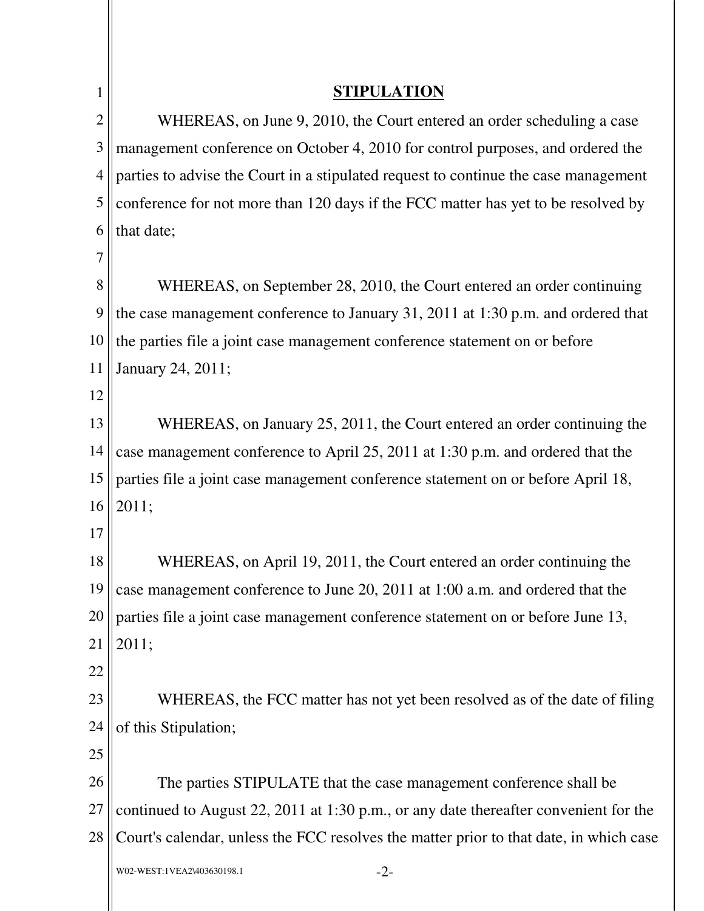## STIPULATION

WHEREAS, on June 9, 2010, the Court entered an order scheduling a case management conference on October 4, 2010 for control purposes, and ordered the parties to advise the Court in a stipulated request to continue the case management conference for not more than 120 days if the FCC matter has yet to be resolved by that date;

WHEREAS, on September 28, 2010, the Court entered an order continuing the case management conference to January 31, 2011 at 1:30 p.m. and ordered that the parties file a joint case management conference statement on or before January 24, 2011;

WHEREAS, on January 25, 2011, the Court entered an order continuing the case management conference to April 25, 2011 at 1:30 p.m. and ordered that the parties file a joint case management conference statement on or before April 18, 2011;

WHEREAS, on April 19, 2011, the Court entered an order continuing the case management conference to June 20, 2011 at 1:00 a.m. and ordered that the parties file a joint case management conference statement on or before June 13, 2011;

WHEREAS, the FCC matter has not yet been resolved as of the date of filing of this Stipulation;

The parties STIPULATE that the case management conference shall be continued to August 22, 2011 at 1:30 p.m., or any date thereafter convenient for the Court's calendar, unless the FCC resolves the matter prior to that date, in which case

W02-WEST:1VEA2\403630198.1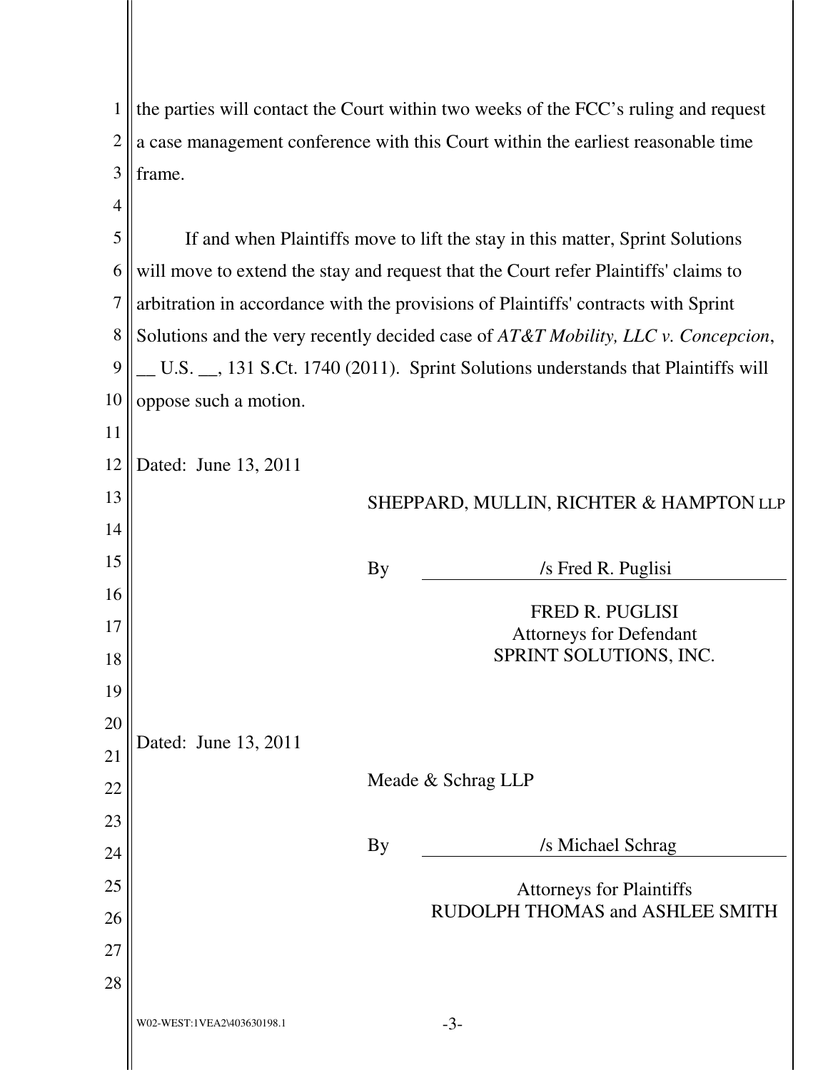the parties will contact the Court within two weeks of the FCC's ruling and request a case management conference with this Court within the earliest reasonable time frame.

If and when Plaintiffs move to lift the stay in this matter, Sprint Solutions will move to extend the stay and request that the Court refer Plaintiffs' claims to arbitration in accordance with the provisions of Plaintiffs' contracts with Sprint Solutions and the very recently decided case of *AT&T Mobility, LLC v. Concepcion*, __ U.S. __, 131 S.Ct. 1740 (2011). Sprint Solutions understands that Plaintiffs will oppose such a motion.

Dated: June 13, 2011

SHEPPARD, MULLIN, RICHTER & HAMPTON LLP

By /s Fred R. Puglisi

FRED R. PUGLISI
Attorneys for Defendant
SPRINT SOLUTIONS, INC.

Dated: June 13, 2011

Meade & Schrag LLP

By /s Michael Schrag

Attorneys for Plaintiffs
RUDOLPH THOMAS and ASHLEE SMITH

W02-WEST:1VEA2\403630198.1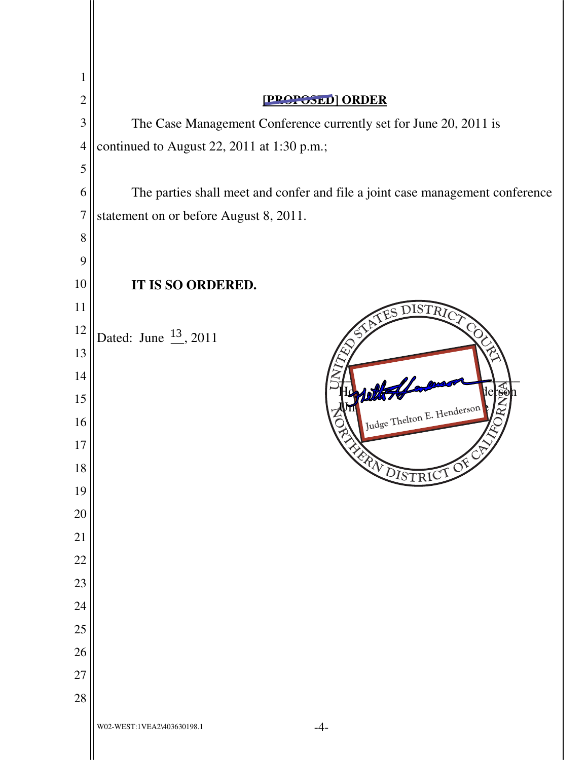## [PROPOSED] ORDER

The Case Management Conference currently set for June 20, 2011 is continued to August 22, 2011 at 1:30 p.m.;

The parties shall meet and confer and file a joint case management conference statement on or before August 8, 2011.

**IT IS SO ORDERED.**

Dated: June 13, 2011

UNITED STATES DISTRICT COURT NORTHERN DISTRICT OF CALIFORNIA

Judge Thelton E. Henderson

Honorable Thelton E. Henderson
United States District Judge

W02-WEST:1VEA2\403630198.1